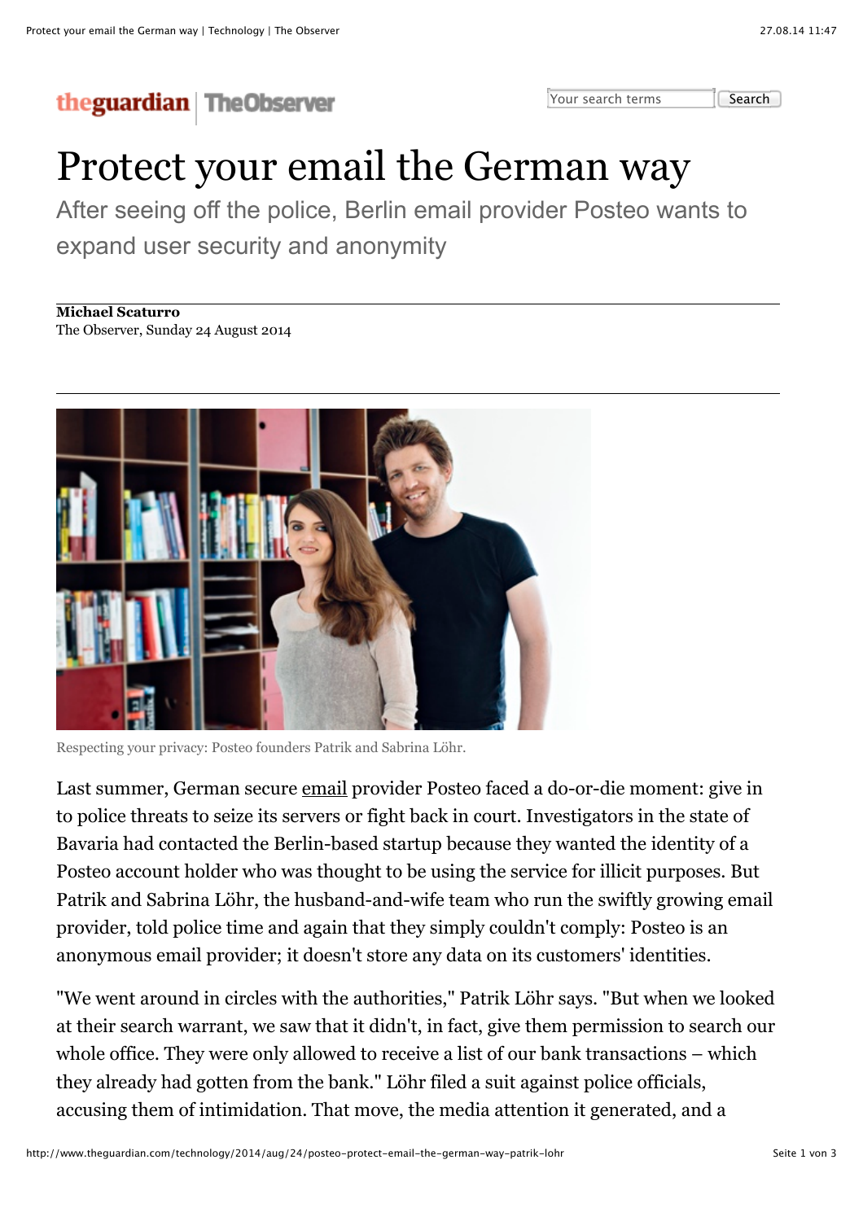# Protect your email the German way

After seeing off the police, Berlin email provider Posteo wants to expand user security and anonymity

**Michael Scaturro**
The Observer, Sunday 24 August 2014

Respecting your privacy: Posteo founders Patrik and Sabrina Löhr.

Last summer, German secure email provider Posteo faced a do-or-die moment: give in to police threats to seize its servers or fight back in court. Investigators in the state of Bavaria had contacted the Berlin-based startup because they wanted the identity of a Posteo account holder who was thought to be using the service for illicit purposes. But Patrik and Sabrina Löhr, the husband-and-wife team who run the swiftly growing email provider, told police time and again that they simply couldn't comply: Posteo is an anonymous email provider; it doesn't store any data on its customers' identities.

"We went around in circles with the authorities," Patrik Löhr says. "But when we looked at their search warrant, we saw that it didn't, in fact, give them permission to search our whole office. They were only allowed to receive a list of our bank transactions – which they already had gotten from the bank." Löhr filed a suit against police officials, accusing them of intimidation. That move, the media attention it generated, and a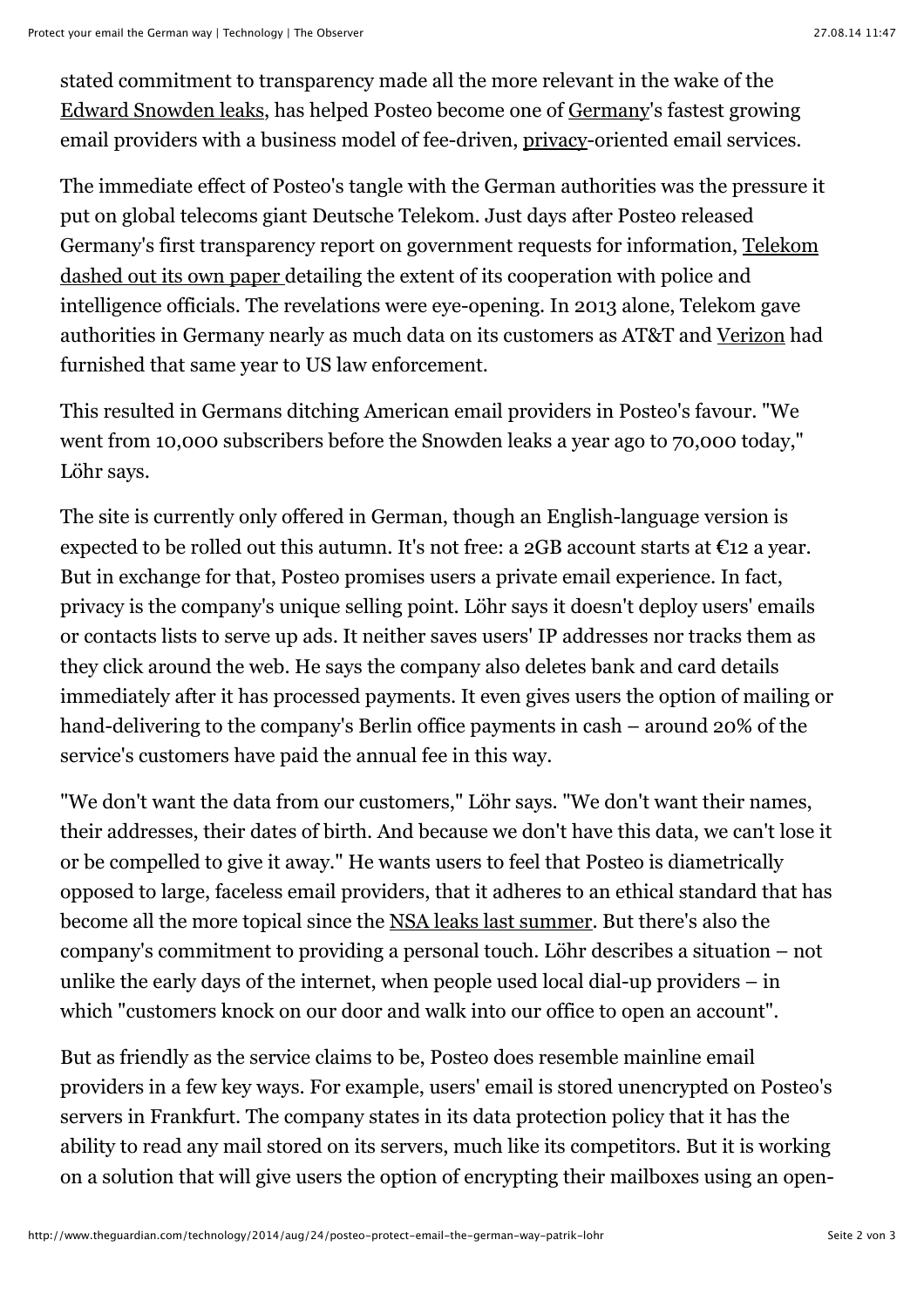stated commitment to transparency made all the more relevant in the wake of the Edward Snowden leaks, has helped Posteo become one of Germany's fastest growing email providers with a business model of fee-driven, privacy-oriented email services.

The immediate effect of Posteo's tangle with the German authorities was the pressure it put on global telecoms giant Deutsche Telekom. Just days after Posteo released Germany's first transparency report on government requests for information, Telekom dashed out its own paper detailing the extent of its cooperation with police and intelligence officials. The revelations were eye-opening. In 2013 alone, Telekom gave authorities in Germany nearly as much data on its customers as AT&T and Verizon had furnished that same year to US law enforcement.

This resulted in Germans ditching American email providers in Posteo's favour. "We went from 10,000 subscribers before the Snowden leaks a year ago to 70,000 today," Löhr says.

The site is currently only offered in German, though an English-language version is expected to be rolled out this autumn. It's not free: a 2GB account starts at €12 a year. But in exchange for that, Posteo promises users a private email experience. In fact, privacy is the company's unique selling point. Löhr says it doesn't deploy users' emails or contacts lists to serve up ads. It neither saves users' IP addresses nor tracks them as they click around the web. He says the company also deletes bank and card details immediately after it has processed payments. It even gives users the option of mailing or hand-delivering to the company's Berlin office payments in cash – around 20% of the service's customers have paid the annual fee in this way.

"We don't want the data from our customers," Löhr says. "We don't want their names, their addresses, their dates of birth. And because we don't have this data, we can't lose it or be compelled to give it away." He wants users to feel that Posteo is diametrically opposed to large, faceless email providers, that it adheres to an ethical standard that has become all the more topical since the NSA leaks last summer. But there's also the company's commitment to providing a personal touch. Löhr describes a situation – not unlike the early days of the internet, when people used local dial-up providers – in which "customers knock on our door and walk into our office to open an account".

But as friendly as the service claims to be, Posteo does resemble mainline email providers in a few key ways. For example, users' email is stored unencrypted on Posteo's servers in Frankfurt. The company states in its data protection policy that it has the ability to read any mail stored on its servers, much like its competitors. But it is working on a solution that will give users the option of encrypting their mailboxes using an open-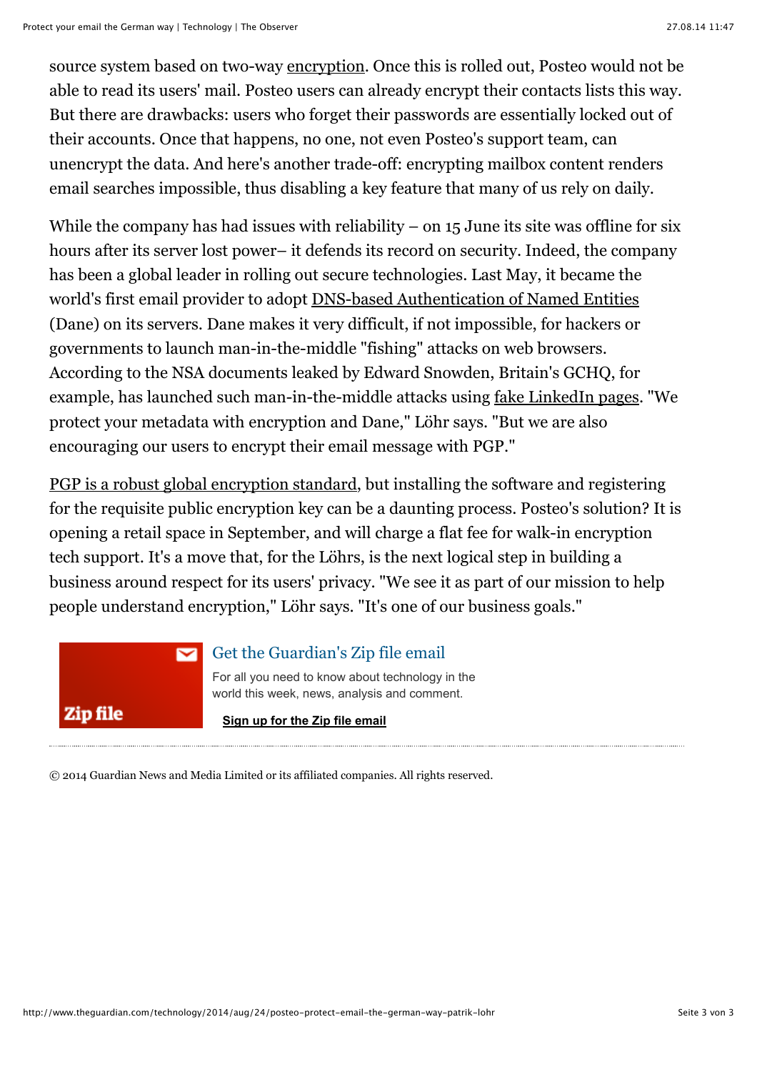source system based on two-way encryption. Once this is rolled out, Posteo would not be able to read its users' mail. Posteo users can already encrypt their contacts lists this way. But there are drawbacks: users who forget their passwords are essentially locked out of their accounts. Once that happens, no one, not even Posteo's support team, can unencrypt the data. And here's another trade-off: encrypting mailbox content renders email searches impossible, thus disabling a key feature that many of us rely on daily.

While the company has had issues with reliability – on 15 June its site was offline for six hours after its server lost power– it defends its record on security. Indeed, the company has been a global leader in rolling out secure technologies. Last May, it became the world's first email provider to adopt DNS-based Authentication of Named Entities (Dane) on its servers. Dane makes it very difficult, if not impossible, for hackers or governments to launch man-in-the-middle "fishing" attacks on web browsers. According to the NSA documents leaked by Edward Snowden, Britain's GCHQ, for example, has launched such man-in-the-middle attacks using fake LinkedIn pages. "We protect your metadata with encryption and Dane," Löhr says. "But we are also encouraging our users to encrypt their email message with PGP."

PGP is a robust global encryption standard, but installing the software and registering for the requisite public encryption key can be a daunting process. Posteo's solution? It is opening a retail space in September, and will charge a flat fee for walk-in encryption tech support. It's a move that, for the Löhrs, is the next logical step in building a business around respect for its users' privacy. "We see it as part of our mission to help people understand encryption," Löhr says. "It's one of our business goals."

Zip file

Get the Guardian's Zip file email

For all you need to know about technology in the world this week, news, analysis and comment.

**Sign up for the Zip file email**

---

© 2014 Guardian News and Media Limited or its affiliated companies. All rights reserved.